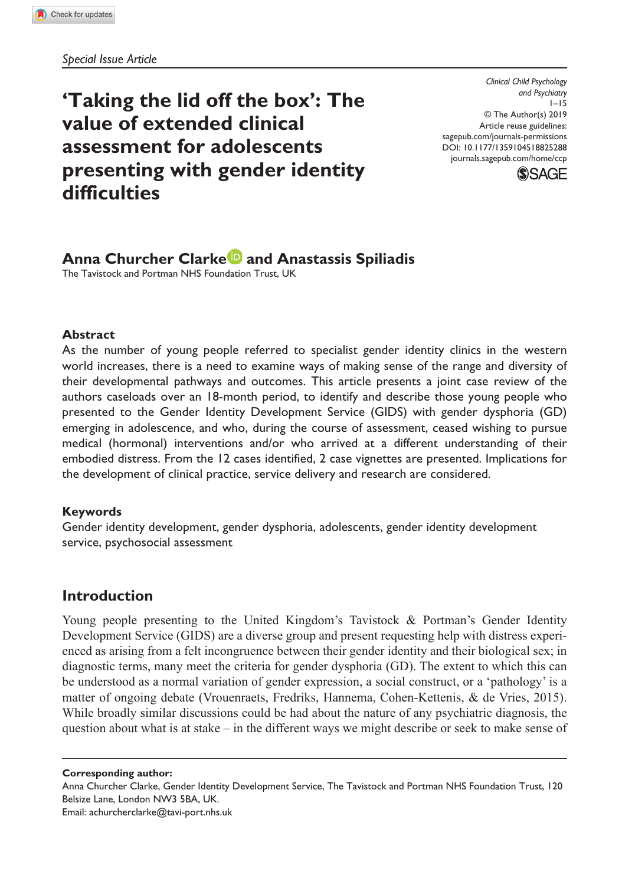Special Issue Article

# 'Taking the lid off the box': The value of extended clinical assessment for adolescents presenting with gender identity difficulties

Clinical Child Psychology and Psychiatry
1–15
© The Author(s) 2019
Article reuse guidelines: sagepub.com/journals-permissions
DOI: 10.1177/1359104518825288
journals.sagepub.com/home/ccp

**Anna Churcher Clarke and Anastassis Spiliadis**
The Tavistock and Portman NHS Foundation Trust, UK

## Abstract

As the number of young people referred to specialist gender identity clinics in the western world increases, there is a need to examine ways of making sense of the range and diversity of their developmental pathways and outcomes. This article presents a joint case review of the authors caseloads over an 18-month period, to identify and describe those young people who presented to the Gender Identity Development Service (GIDS) with gender dysphoria (GD) emerging in adolescence, and who, during the course of assessment, ceased wishing to pursue medical (hormonal) interventions and/or who arrived at a different understanding of their embodied distress. From the 12 cases identified, 2 case vignettes are presented. Implications for the development of clinical practice, service delivery and research are considered.

## Keywords

Gender identity development, gender dysphoria, adolescents, gender identity development service, psychosocial assessment

## Introduction

Young people presenting to the United Kingdom's Tavistock & Portman's Gender Identity Development Service (GIDS) are a diverse group and present requesting help with distress experienced as arising from a felt incongruence between their gender identity and their biological sex; in diagnostic terms, many meet the criteria for gender dysphoria (GD). The extent to which this can be understood as a normal variation of gender expression, a social construct, or a 'pathology' is a matter of ongoing debate (Vrouenraets, Fredriks, Hannema, Cohen-Kettenis, & de Vries, 2015). While broadly similar discussions could be had about the nature of any psychiatric diagnosis, the question about what is at stake – in the different ways we might describe or seek to make sense of

**Corresponding author:**
Anna Churcher Clarke, Gender Identity Development Service, The Tavistock and Portman NHS Foundation Trust, 120 Belsize Lane, London NW3 5BA, UK.
Email: achurcherclarke@tavi-port.nhs.uk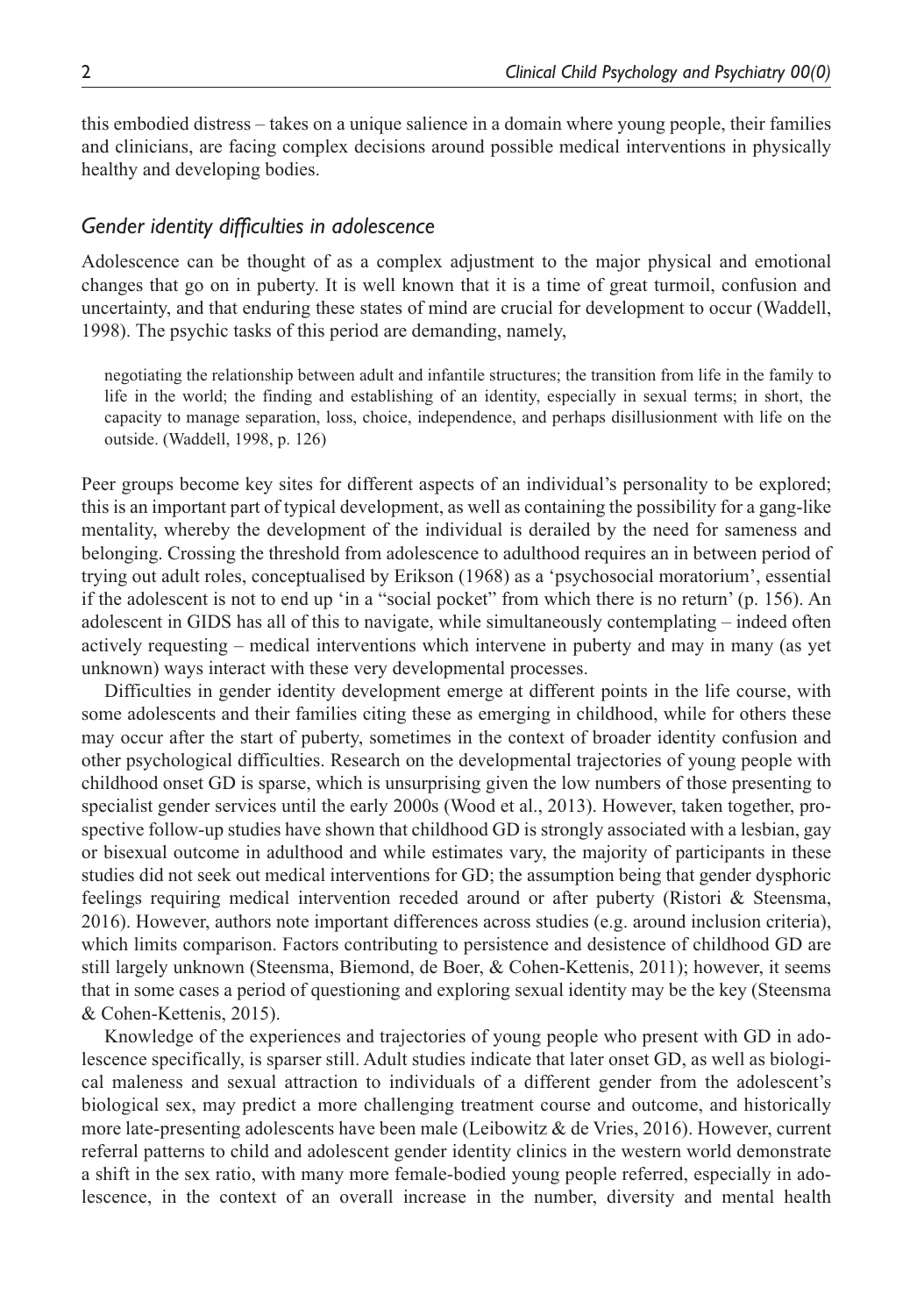this embodied distress – takes on a unique salience in a domain where young people, their families and clinicians, are facing complex decisions around possible medical interventions in physically healthy and developing bodies.

## *Gender identity difficulties in adolescence*

Adolescence can be thought of as a complex adjustment to the major physical and emotional changes that go on in puberty. It is well known that it is a time of great turmoil, confusion and uncertainty, and that enduring these states of mind are crucial for development to occur (Waddell, 1998). The psychic tasks of this period are demanding, namely,

> negotiating the relationship between adult and infantile structures; the transition from life in the family to life in the world; the finding and establishing of an identity, especially in sexual terms; in short, the capacity to manage separation, loss, choice, independence, and perhaps disillusionment with life on the outside. (Waddell, 1998, p. 126)

Peer groups become key sites for different aspects of an individual's personality to be explored; this is an important part of typical development, as well as containing the possibility for a gang-like mentality, whereby the development of the individual is derailed by the need for sameness and belonging. Crossing the threshold from adolescence to adulthood requires an in between period of trying out adult roles, conceptualised by Erikson (1968) as a 'psychosocial moratorium', essential if the adolescent is not to end up 'in a "social pocket" from which there is no return' (p. 156). An adolescent in GIDS has all of this to navigate, while simultaneously contemplating – indeed often actively requesting – medical interventions which intervene in puberty and may in many (as yet unknown) ways interact with these very developmental processes.

Difficulties in gender identity development emerge at different points in the life course, with some adolescents and their families citing these as emerging in childhood, while for others these may occur after the start of puberty, sometimes in the context of broader identity confusion and other psychological difficulties. Research on the developmental trajectories of young people with childhood onset GD is sparse, which is unsurprising given the low numbers of those presenting to specialist gender services until the early 2000s (Wood et al., 2013). However, taken together, prospective follow-up studies have shown that childhood GD is strongly associated with a lesbian, gay or bisexual outcome in adulthood and while estimates vary, the majority of participants in these studies did not seek out medical interventions for GD; the assumption being that gender dysphoric feelings requiring medical intervention receded around or after puberty (Ristori & Steensma, 2016). However, authors note important differences across studies (e.g. around inclusion criteria), which limits comparison. Factors contributing to persistence and desistence of childhood GD are still largely unknown (Steensma, Biemond, de Boer, & Cohen-Kettenis, 2011); however, it seems that in some cases a period of questioning and exploring sexual identity may be the key (Steensma & Cohen-Kettenis, 2015).

Knowledge of the experiences and trajectories of young people who present with GD in adolescence specifically, is sparser still. Adult studies indicate that later onset GD, as well as biological maleness and sexual attraction to individuals of a different gender from the adolescent's biological sex, may predict a more challenging treatment course and outcome, and historically more late-presenting adolescents have been male (Leibowitz & de Vries, 2016). However, current referral patterns to child and adolescent gender identity clinics in the western world demonstrate a shift in the sex ratio, with many more female-bodied young people referred, especially in adolescence, in the context of an overall increase in the number, diversity and mental health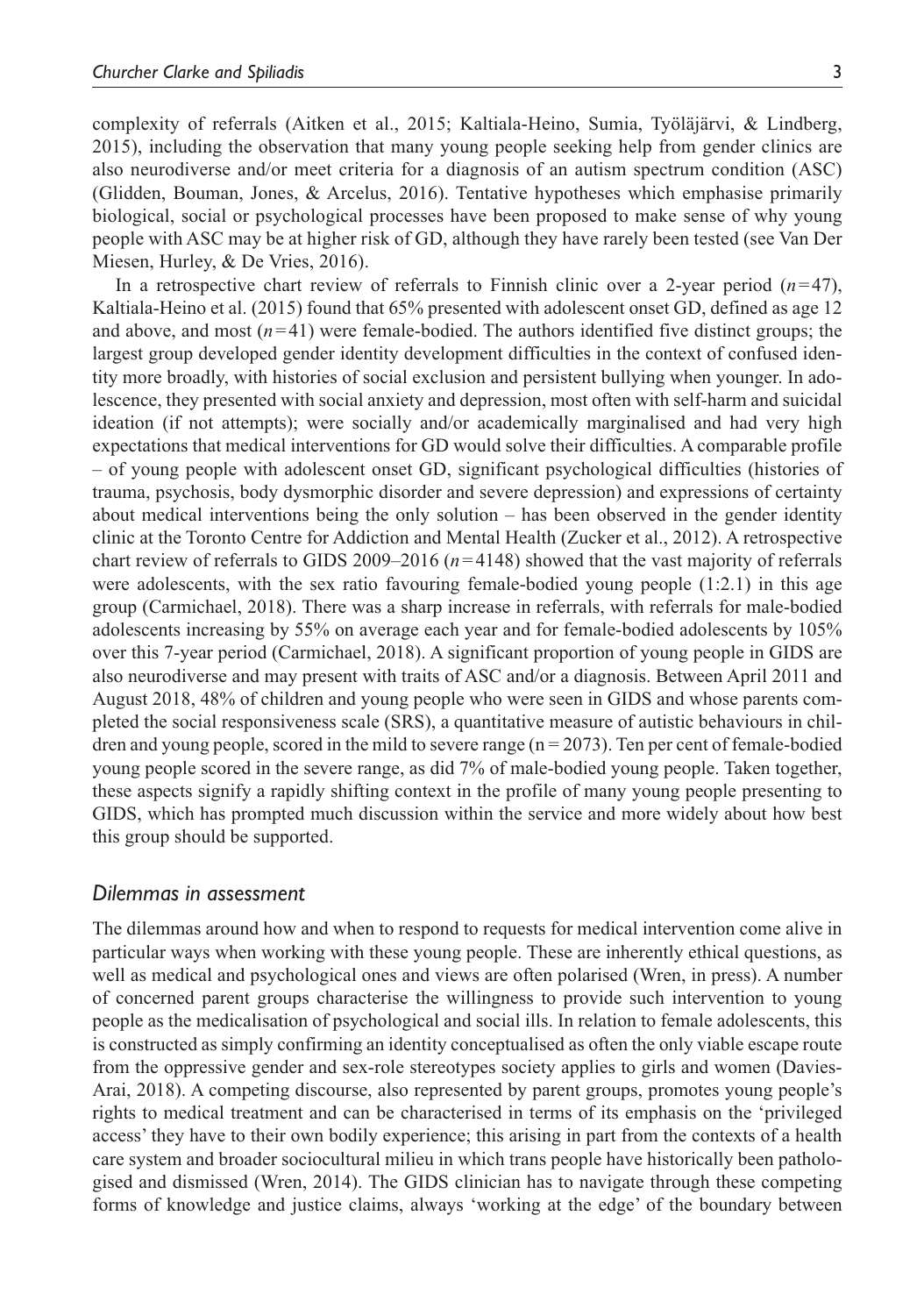complexity of referrals (Aitken et al., 2015; Kaltiala-Heino, Sumia, Työläjärvi, & Lindberg, 2015), including the observation that many young people seeking help from gender clinics are also neurodiverse and/or meet criteria for a diagnosis of an autism spectrum condition (ASC) (Glidden, Bouman, Jones, & Arcelus, 2016). Tentative hypotheses which emphasise primarily biological, social or psychological processes have been proposed to make sense of why young people with ASC may be at higher risk of GD, although they have rarely been tested (see Van Der Miesen, Hurley, & De Vries, 2016).

In a retrospective chart review of referrals to Finnish clinic over a 2-year period ($n=47$), Kaltiala-Heino et al. (2015) found that 65% presented with adolescent onset GD, defined as age 12 and above, and most ($n=41$) were female-bodied. The authors identified five distinct groups; the largest group developed gender identity development difficulties in the context of confused identity more broadly, with histories of social exclusion and persistent bullying when younger. In adolescence, they presented with social anxiety and depression, most often with self-harm and suicidal ideation (if not attempts); were socially and/or academically marginalised and had very high expectations that medical interventions for GD would solve their difficulties. A comparable profile – of young people with adolescent onset GD, significant psychological difficulties (histories of trauma, psychosis, body dysmorphic disorder and severe depression) and expressions of certainty about medical interventions being the only solution – has been observed in the gender identity clinic at the Toronto Centre for Addiction and Mental Health (Zucker et al., 2012). A retrospective chart review of referrals to GIDS 2009–2016 ($n=4148$) showed that the vast majority of referrals were adolescents, with the sex ratio favouring female-bodied young people (1:2.1) in this age group (Carmichael, 2018). There was a sharp increase in referrals, with referrals for male-bodied adolescents increasing by 55% on average each year and for female-bodied adolescents by 105% over this 7-year period (Carmichael, 2018). A significant proportion of young people in GIDS are also neurodiverse and may present with traits of ASC and/or a diagnosis. Between April 2011 and August 2018, 48% of children and young people who were seen in GIDS and whose parents completed the social responsiveness scale (SRS), a quantitative measure of autistic behaviours in children and young people, scored in the mild to severe range ($n = 2073$). Ten per cent of female-bodied young people scored in the severe range, as did 7% of male-bodied young people. Taken together, these aspects signify a rapidly shifting context in the profile of many young people presenting to GIDS, which has prompted much discussion within the service and more widely about how best this group should be supported.

### *Dilemmas in assessment*

The dilemmas around how and when to respond to requests for medical intervention come alive in particular ways when working with these young people. These are inherently ethical questions, as well as medical and psychological ones and views are often polarised (Wren, in press). A number of concerned parent groups characterise the willingness to provide such intervention to young people as the medicalisation of psychological and social ills. In relation to female adolescents, this is constructed as simply confirming an identity conceptualised as often the only viable escape route from the oppressive gender and sex-role stereotypes society applies to girls and women (Davies-Arai, 2018). A competing discourse, also represented by parent groups, promotes young people's rights to medical treatment and can be characterised in terms of its emphasis on the 'privileged access' they have to their own bodily experience; this arising in part from the contexts of a health care system and broader sociocultural milieu in which trans people have historically been pathologised and dismissed (Wren, 2014). The GIDS clinician has to navigate through these competing forms of knowledge and justice claims, always 'working at the edge' of the boundary between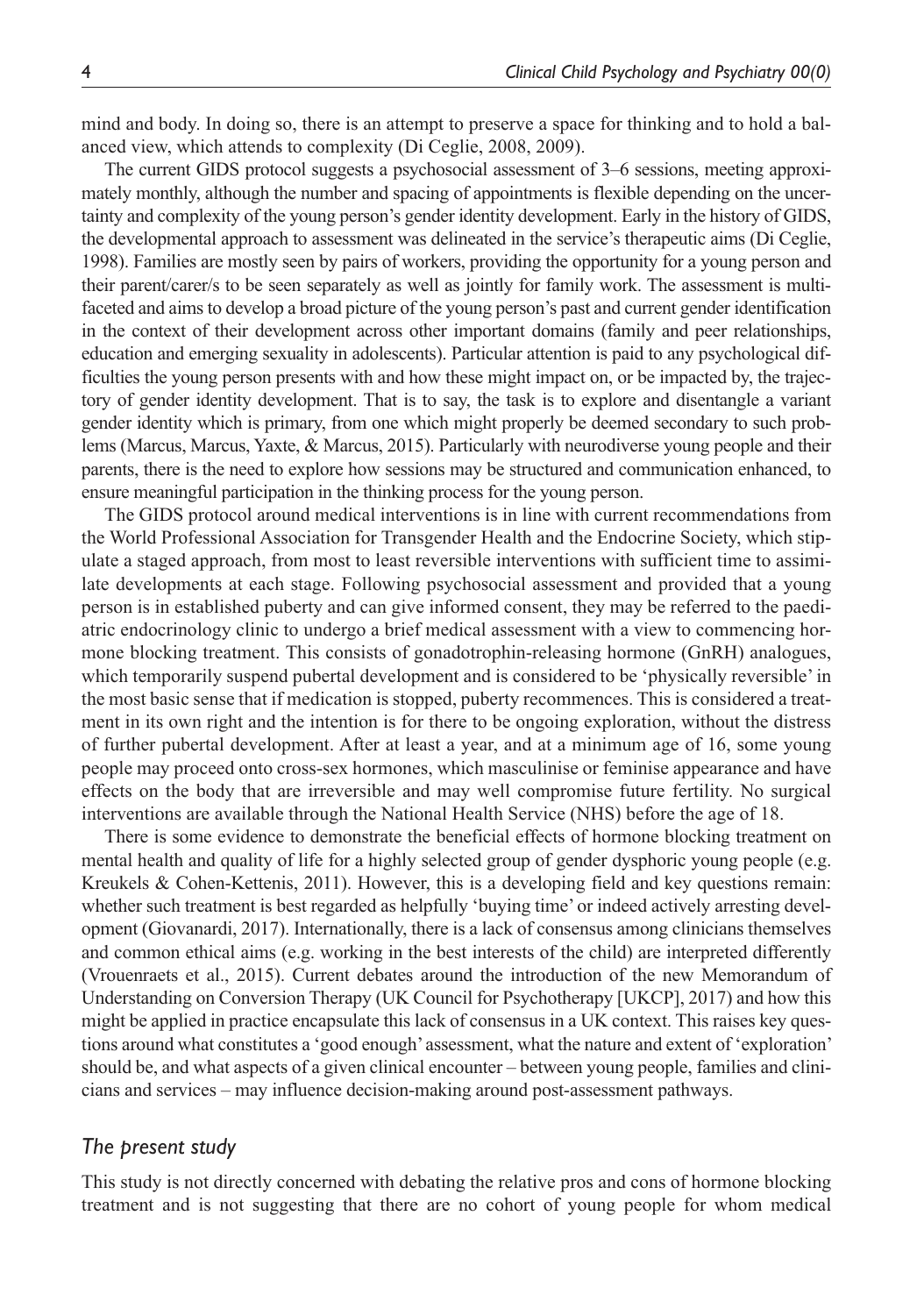mind and body. In doing so, there is an attempt to preserve a space for thinking and to hold a balanced view, which attends to complexity (Di Ceglie, 2008, 2009).

The current GIDS protocol suggests a psychosocial assessment of 3–6 sessions, meeting approximately monthly, although the number and spacing of appointments is flexible depending on the uncertainty and complexity of the young person's gender identity development. Early in the history of GIDS, the developmental approach to assessment was delineated in the service's therapeutic aims (Di Ceglie, 1998). Families are mostly seen by pairs of workers, providing the opportunity for a young person and their parent/carer/s to be seen separately as well as jointly for family work. The assessment is multifaceted and aims to develop a broad picture of the young person's past and current gender identification in the context of their development across other important domains (family and peer relationships, education and emerging sexuality in adolescents). Particular attention is paid to any psychological difficulties the young person presents with and how these might impact on, or be impacted by, the trajectory of gender identity development. That is to say, the task is to explore and disentangle a variant gender identity which is primary, from one which might properly be deemed secondary to such problems (Marcus, Marcus, Yaxte, & Marcus, 2015). Particularly with neurodiverse young people and their parents, there is the need to explore how sessions may be structured and communication enhanced, to ensure meaningful participation in the thinking process for the young person.

The GIDS protocol around medical interventions is in line with current recommendations from the World Professional Association for Transgender Health and the Endocrine Society, which stipulate a staged approach, from most to least reversible interventions with sufficient time to assimilate developments at each stage. Following psychosocial assessment and provided that a young person is in established puberty and can give informed consent, they may be referred to the paediatric endocrinology clinic to undergo a brief medical assessment with a view to commencing hormone blocking treatment. This consists of gonadotrophin-releasing hormone (GnRH) analogues, which temporarily suspend pubertal development and is considered to be 'physically reversible' in the most basic sense that if medication is stopped, puberty recommences. This is considered a treatment in its own right and the intention is for there to be ongoing exploration, without the distress of further pubertal development. After at least a year, and at a minimum age of 16, some young people may proceed onto cross-sex hormones, which masculinise or feminise appearance and have effects on the body that are irreversible and may well compromise future fertility. No surgical interventions are available through the National Health Service (NHS) before the age of 18.

There is some evidence to demonstrate the beneficial effects of hormone blocking treatment on mental health and quality of life for a highly selected group of gender dysphoric young people (e.g. Kreukels & Cohen-Kettenis, 2011). However, this is a developing field and key questions remain: whether such treatment is best regarded as helpfully 'buying time' or indeed actively arresting development (Giovanardi, 2017). Internationally, there is a lack of consensus among clinicians themselves and common ethical aims (e.g. working in the best interests of the child) are interpreted differently (Vrouenraets et al., 2015). Current debates around the introduction of the new Memorandum of Understanding on Conversion Therapy (UK Council for Psychotherapy [UKCP], 2017) and how this might be applied in practice encapsulate this lack of consensus in a UK context. This raises key questions around what constitutes a 'good enough' assessment, what the nature and extent of 'exploration' should be, and what aspects of a given clinical encounter – between young people, families and clinicians and services – may influence decision-making around post-assessment pathways.

### *The present study*

This study is not directly concerned with debating the relative pros and cons of hormone blocking treatment and is not suggesting that there are no cohort of young people for whom medical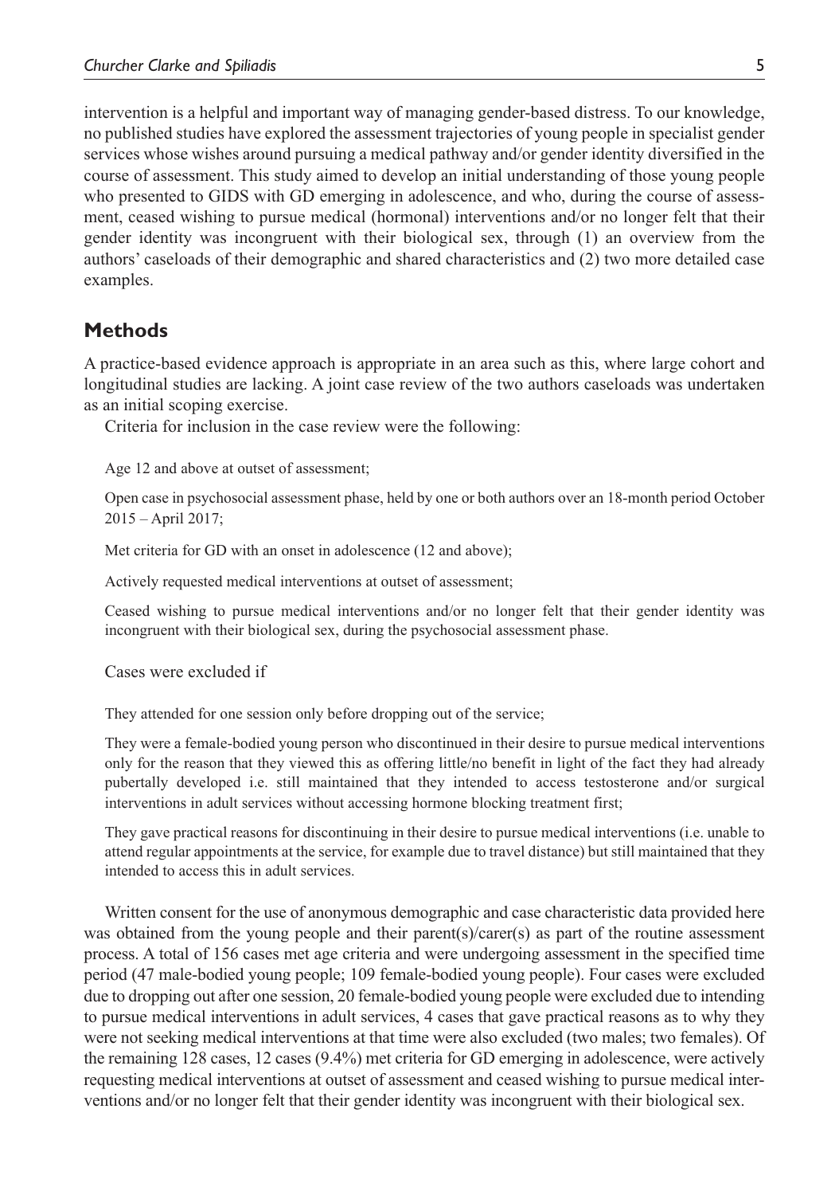intervention is a helpful and important way of managing gender-based distress. To our knowledge, no published studies have explored the assessment trajectories of young people in specialist gender services whose wishes around pursuing a medical pathway and/or gender identity diversified in the course of assessment. This study aimed to develop an initial understanding of those young people who presented to GIDS with GD emerging in adolescence, and who, during the course of assessment, ceased wishing to pursue medical (hormonal) interventions and/or no longer felt that their gender identity was incongruent with their biological sex, through (1) an overview from the authors' caseloads of their demographic and shared characteristics and (2) two more detailed case examples.

## Methods

A practice-based evidence approach is appropriate in an area such as this, where large cohort and longitudinal studies are lacking. A joint case review of the two authors caseloads was undertaken as an initial scoping exercise.

Criteria for inclusion in the case review were the following:

Age 12 and above at outset of assessment;

Open case in psychosocial assessment phase, held by one or both authors over an 18-month period October 2015 – April 2017;

Met criteria for GD with an onset in adolescence (12 and above);

Actively requested medical interventions at outset of assessment;

Ceased wishing to pursue medical interventions and/or no longer felt that their gender identity was incongruent with their biological sex, during the psychosocial assessment phase.

Cases were excluded if

They attended for one session only before dropping out of the service;

They were a female-bodied young person who discontinued in their desire to pursue medical interventions only for the reason that they viewed this as offering little/no benefit in light of the fact they had already pubertally developed i.e. still maintained that they intended to access testosterone and/or surgical interventions in adult services without accessing hormone blocking treatment first;

They gave practical reasons for discontinuing in their desire to pursue medical interventions (i.e. unable to attend regular appointments at the service, for example due to travel distance) but still maintained that they intended to access this in adult services.

Written consent for the use of anonymous demographic and case characteristic data provided here was obtained from the young people and their parent(s)/carer(s) as part of the routine assessment process. A total of 156 cases met age criteria and were undergoing assessment in the specified time period (47 male-bodied young people; 109 female-bodied young people). Four cases were excluded due to dropping out after one session, 20 female-bodied young people were excluded due to intending to pursue medical interventions in adult services, 4 cases that gave practical reasons as to why they were not seeking medical interventions at that time were also excluded (two males; two females). Of the remaining 128 cases, 12 cases (9.4%) met criteria for GD emerging in adolescence, were actively requesting medical interventions at outset of assessment and ceased wishing to pursue medical interventions and/or no longer felt that their gender identity was incongruent with their biological sex.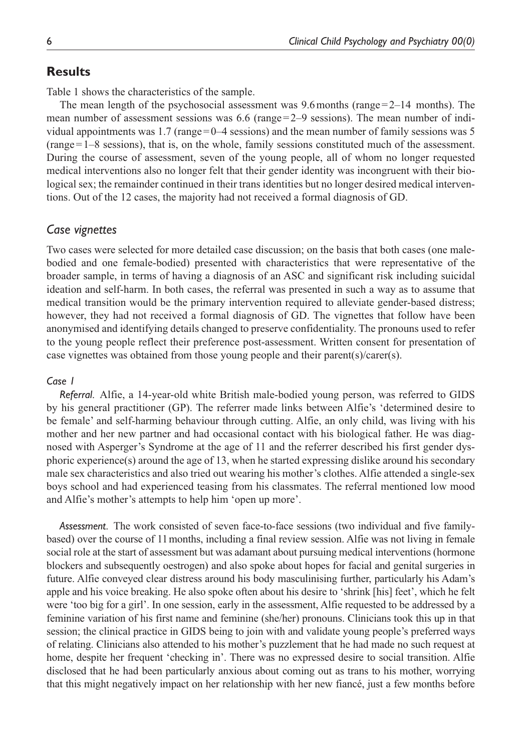## Results

Table 1 shows the characteristics of the sample.

The mean length of the psychosocial assessment was 9.6 months (range = 2–14 months). The mean number of assessment sessions was 6.6 (range = 2–9 sessions). The mean number of individual appointments was 1.7 (range = 0–4 sessions) and the mean number of family sessions was 5 (range = 1–8 sessions), that is, on the whole, family sessions constituted much of the assessment. During the course of assessment, seven of the young people, all of whom no longer requested medical interventions also no longer felt that their gender identity was incongruent with their biological sex; the remainder continued in their trans identities but no longer desired medical interventions. Out of the 12 cases, the majority had not received a formal diagnosis of GD.

### *Case vignettes*

Two cases were selected for more detailed case discussion; on the basis that both cases (one male-bodied and one female-bodied) presented with characteristics that were representative of the broader sample, in terms of having a diagnosis of an ASC and significant risk including suicidal ideation and self-harm. In both cases, the referral was presented in such a way as to assume that medical transition would be the primary intervention required to alleviate gender-based distress; however, they had not received a formal diagnosis of GD. The vignettes that follow have been anonymised and identifying details changed to preserve confidentiality. The pronouns used to refer to the young people reflect their preference post-assessment. Written consent for presentation of case vignettes was obtained from those young people and their parent(s)/carer(s).

#### *Case 1*

*Referral.* Alfie, a 14-year-old white British male-bodied young person, was referred to GIDS by his general practitioner (GP). The referrer made links between Alfie's 'determined desire to be female' and self-harming behaviour through cutting. Alfie, an only child, was living with his mother and her new partner and had occasional contact with his biological father. He was diagnosed with Asperger's Syndrome at the age of 11 and the referrer described his first gender dysphoric experience(s) around the age of 13, when he started expressing dislike around his secondary male sex characteristics and also tried out wearing his mother's clothes. Alfie attended a single-sex boys school and had experienced teasing from his classmates. The referral mentioned low mood and Alfie's mother's attempts to help him 'open up more'.

*Assessment.* The work consisted of seven face-to-face sessions (two individual and five family-based) over the course of 11 months, including a final review session. Alfie was not living in female social role at the start of assessment but was adamant about pursuing medical interventions (hormone blockers and subsequently oestrogen) and also spoke about hopes for facial and genital surgeries in future. Alfie conveyed clear distress around his body masculinising further, particularly his Adam's apple and his voice breaking. He also spoke often about his desire to 'shrink [his] feet', which he felt were 'too big for a girl'. In one session, early in the assessment, Alfie requested to be addressed by a feminine variation of his first name and feminine (she/her) pronouns. Clinicians took this up in that session; the clinical practice in GIDS being to join with and validate young people's preferred ways of relating. Clinicians also attended to his mother's puzzlement that he had made no such request at home, despite her frequent 'checking in'. There was no expressed desire to social transition. Alfie disclosed that he had been particularly anxious about coming out as trans to his mother, worrying that this might negatively impact on her relationship with her new fiancé, just a few months before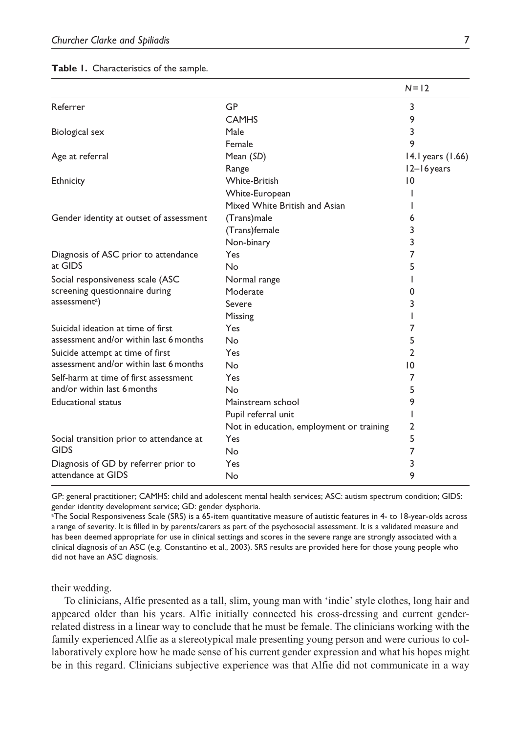**Table 1.** Characteristics of the sample.

| | | *N* = 12 |
|---|---|---|
| Referrer | GP | 3 |
| | CAMHS | 9 |
| Biological sex | Male | 3 |
| | Female | 9 |
| Age at referral | Mean (*SD*) | 14.1 years (1.66) |
| | Range | 12–16 years |
| Ethnicity | White-British | 10 |
| | White-European | 1 |
| | Mixed White British and Asian | 1 |
| Gender identity at outset of assessment | (Trans)male | 6 |
| | (Trans)female | 3 |
| | Non-binary | 3 |
| Diagnosis of ASC prior to attendance at GIDS | Yes | 7 |
| | No | 5 |
| Social responsiveness scale (ASC screening questionnaire during assessment[a]) | Normal range | 1 |
| | Moderate | 0 |
| | Severe | 3 |
| | Missing | 1 |
| Suicidal ideation at time of first assessment and/or within last 6 months | Yes | 7 |
| | No | 5 |
| Suicide attempt at time of first assessment and/or within last 6 months | Yes | 2 |
| | No | 10 |
| Self-harm at time of first assessment and/or within last 6 months | Yes | 7 |
| | No | 5 |
| Educational status | Mainstream school | 9 |
| | Pupil referral unit | 1 |
| | Not in education, employment or training | 2 |
| Social transition prior to attendance at GIDS | Yes | 5 |
| | No | 7 |
| Diagnosis of GD by referrer prior to attendance at GIDS | Yes | 3 |
| | No | 9 |

GP: general practitioner; CAMHS: child and adolescent mental health services; ASC: autism spectrum condition; GIDS: gender identity development service; GD: gender dysphoria.

[a]The Social Responsiveness Scale (SRS) is a 65-item quantitative measure of autistic features in 4- to 18-year-olds across a range of severity. It is filled in by parents/carers as part of the psychosocial assessment. It is a validated measure and has been deemed appropriate for use in clinical settings and scores in the severe range are strongly associated with a clinical diagnosis of an ASC (e.g. Constantino et al., 2003). SRS results are provided here for those young people who did not have an ASC diagnosis.

their wedding.

To clinicians, Alfie presented as a tall, slim, young man with 'indie' style clothes, long hair and appeared older than his years. Alfie initially connected his cross-dressing and current gender-related distress in a linear way to conclude that he must be female. The clinicians working with the family experienced Alfie as a stereotypical male presenting young person and were curious to collaboratively explore how he made sense of his current gender expression and what his hopes might be in this regard. Clinicians subjective experience was that Alfie did not communicate in a way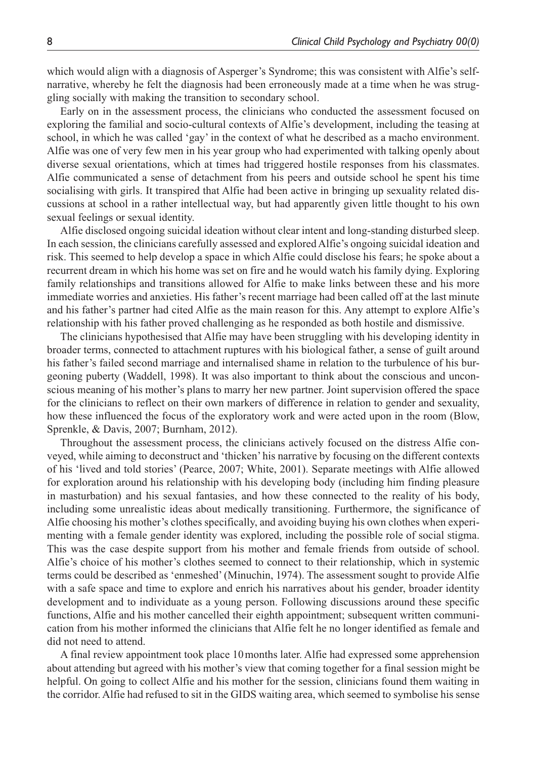which would align with a diagnosis of Asperger's Syndrome; this was consistent with Alfie's self-narrative, whereby he felt the diagnosis had been erroneously made at a time when he was struggling socially with making the transition to secondary school.

Early on in the assessment process, the clinicians who conducted the assessment focused on exploring the familial and socio-cultural contexts of Alfie's development, including the teasing at school, in which he was called 'gay' in the context of what he described as a macho environment. Alfie was one of very few men in his year group who had experimented with talking openly about diverse sexual orientations, which at times had triggered hostile responses from his classmates. Alfie communicated a sense of detachment from his peers and outside school he spent his time socialising with girls. It transpired that Alfie had been active in bringing up sexuality related discussions at school in a rather intellectual way, but had apparently given little thought to his own sexual feelings or sexual identity.

Alfie disclosed ongoing suicidal ideation without clear intent and long-standing disturbed sleep. In each session, the clinicians carefully assessed and explored Alfie's ongoing suicidal ideation and risk. This seemed to help develop a space in which Alfie could disclose his fears; he spoke about a recurrent dream in which his home was set on fire and he would watch his family dying. Exploring family relationships and transitions allowed for Alfie to make links between these and his more immediate worries and anxieties. His father's recent marriage had been called off at the last minute and his father's partner had cited Alfie as the main reason for this. Any attempt to explore Alfie's relationship with his father proved challenging as he responded as both hostile and dismissive.

The clinicians hypothesised that Alfie may have been struggling with his developing identity in broader terms, connected to attachment ruptures with his biological father, a sense of guilt around his father's failed second marriage and internalised shame in relation to the turbulence of his burgeoning puberty (Waddell, 1998). It was also important to think about the conscious and unconscious meaning of his mother's plans to marry her new partner. Joint supervision offered the space for the clinicians to reflect on their own markers of difference in relation to gender and sexuality, how these influenced the focus of the exploratory work and were acted upon in the room (Blow, Sprenkle, & Davis, 2007; Burnham, 2012).

Throughout the assessment process, the clinicians actively focused on the distress Alfie conveyed, while aiming to deconstruct and 'thicken' his narrative by focusing on the different contexts of his 'lived and told stories' (Pearce, 2007; White, 2001). Separate meetings with Alfie allowed for exploration around his relationship with his developing body (including him finding pleasure in masturbation) and his sexual fantasies, and how these connected to the reality of his body, including some unrealistic ideas about medically transitioning. Furthermore, the significance of Alfie choosing his mother's clothes specifically, and avoiding buying his own clothes when experimenting with a female gender identity was explored, including the possible role of social stigma. This was the case despite support from his mother and female friends from outside of school. Alfie's choice of his mother's clothes seemed to connect to their relationship, which in systemic terms could be described as 'enmeshed' (Minuchin, 1974). The assessment sought to provide Alfie with a safe space and time to explore and enrich his narratives about his gender, broader identity development and to individuate as a young person. Following discussions around these specific functions, Alfie and his mother cancelled their eighth appointment; subsequent written communication from his mother informed the clinicians that Alfie felt he no longer identified as female and did not need to attend.

A final review appointment took place 10 months later. Alfie had expressed some apprehension about attending but agreed with his mother's view that coming together for a final session might be helpful. On going to collect Alfie and his mother for the session, clinicians found them waiting in the corridor. Alfie had refused to sit in the GIDS waiting area, which seemed to symbolise his sense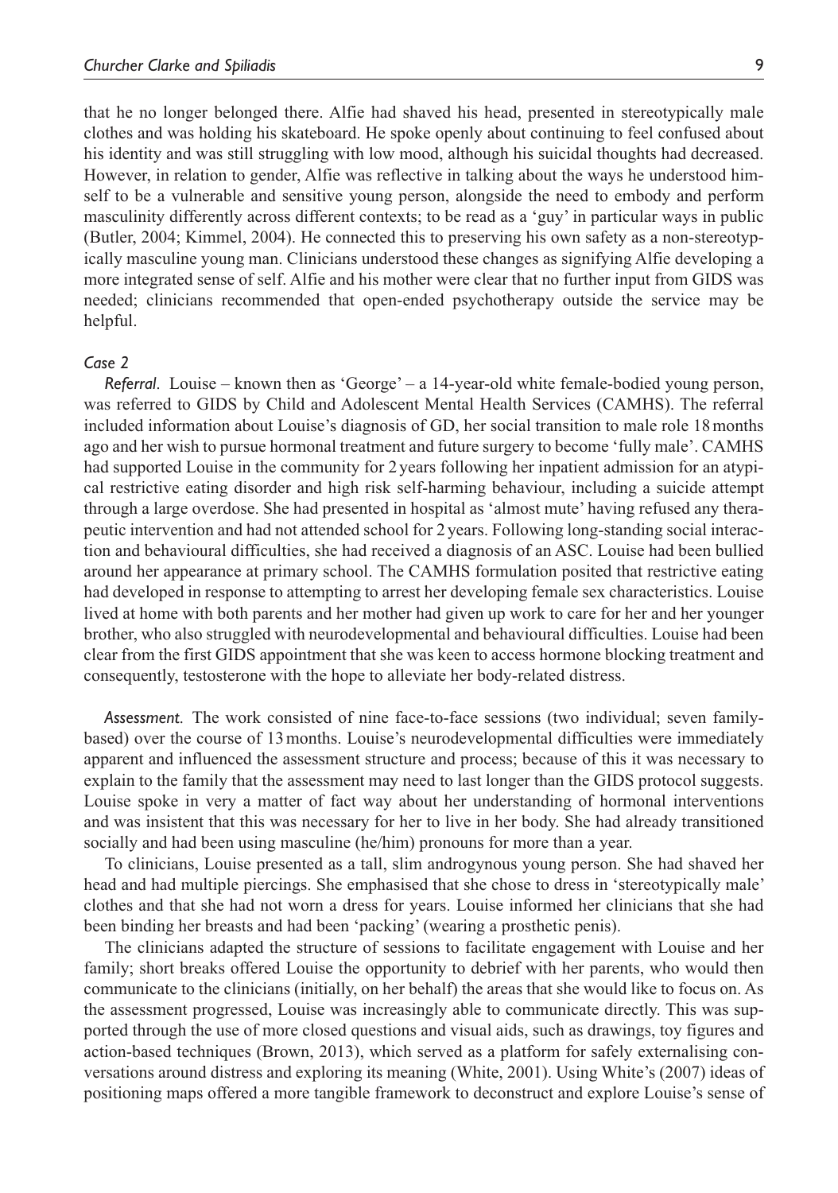that he no longer belonged there. Alfie had shaved his head, presented in stereotypically male clothes and was holding his skateboard. He spoke openly about continuing to feel confused about his identity and was still struggling with low mood, although his suicidal thoughts had decreased. However, in relation to gender, Alfie was reflective in talking about the ways he understood himself to be a vulnerable and sensitive young person, alongside the need to embody and perform masculinity differently across different contexts; to be read as a 'guy' in particular ways in public (Butler, 2004; Kimmel, 2004). He connected this to preserving his own safety as a non-stereotypically masculine young man. Clinicians understood these changes as signifying Alfie developing a more integrated sense of self. Alfie and his mother were clear that no further input from GIDS was needed; clinicians recommended that open-ended psychotherapy outside the service may be helpful.

### *Case 2*

*Referral.* Louise – known then as 'George' – a 14-year-old white female-bodied young person, was referred to GIDS by Child and Adolescent Mental Health Services (CAMHS). The referral included information about Louise's diagnosis of GD, her social transition to male role 18 months ago and her wish to pursue hormonal treatment and future surgery to become 'fully male'. CAMHS had supported Louise in the community for 2 years following her inpatient admission for an atypical restrictive eating disorder and high risk self-harming behaviour, including a suicide attempt through a large overdose. She had presented in hospital as 'almost mute' having refused any therapeutic intervention and had not attended school for 2 years. Following long-standing social interaction and behavioural difficulties, she had received a diagnosis of an ASC. Louise had been bullied around her appearance at primary school. The CAMHS formulation posited that restrictive eating had developed in response to attempting to arrest her developing female sex characteristics. Louise lived at home with both parents and her mother had given up work to care for her and her younger brother, who also struggled with neurodevelopmental and behavioural difficulties. Louise had been clear from the first GIDS appointment that she was keen to access hormone blocking treatment and consequently, testosterone with the hope to alleviate her body-related distress.

*Assessment.* The work consisted of nine face-to-face sessions (two individual; seven family-based) over the course of 13 months. Louise's neurodevelopmental difficulties were immediately apparent and influenced the assessment structure and process; because of this it was necessary to explain to the family that the assessment may need to last longer than the GIDS protocol suggests. Louise spoke in very a matter of fact way about her understanding of hormonal interventions and was insistent that this was necessary for her to live in her body. She had already transitioned socially and had been using masculine (he/him) pronouns for more than a year.

To clinicians, Louise presented as a tall, slim androgynous young person. She had shaved her head and had multiple piercings. She emphasised that she chose to dress in 'stereotypically male' clothes and that she had not worn a dress for years. Louise informed her clinicians that she had been binding her breasts and had been 'packing' (wearing a prosthetic penis).

The clinicians adapted the structure of sessions to facilitate engagement with Louise and her family; short breaks offered Louise the opportunity to debrief with her parents, who would then communicate to the clinicians (initially, on her behalf) the areas that she would like to focus on. As the assessment progressed, Louise was increasingly able to communicate directly. This was supported through the use of more closed questions and visual aids, such as drawings, toy figures and action-based techniques (Brown, 2013), which served as a platform for safely externalising conversations around distress and exploring its meaning (White, 2001). Using White's (2007) ideas of positioning maps offered a more tangible framework to deconstruct and explore Louise's sense of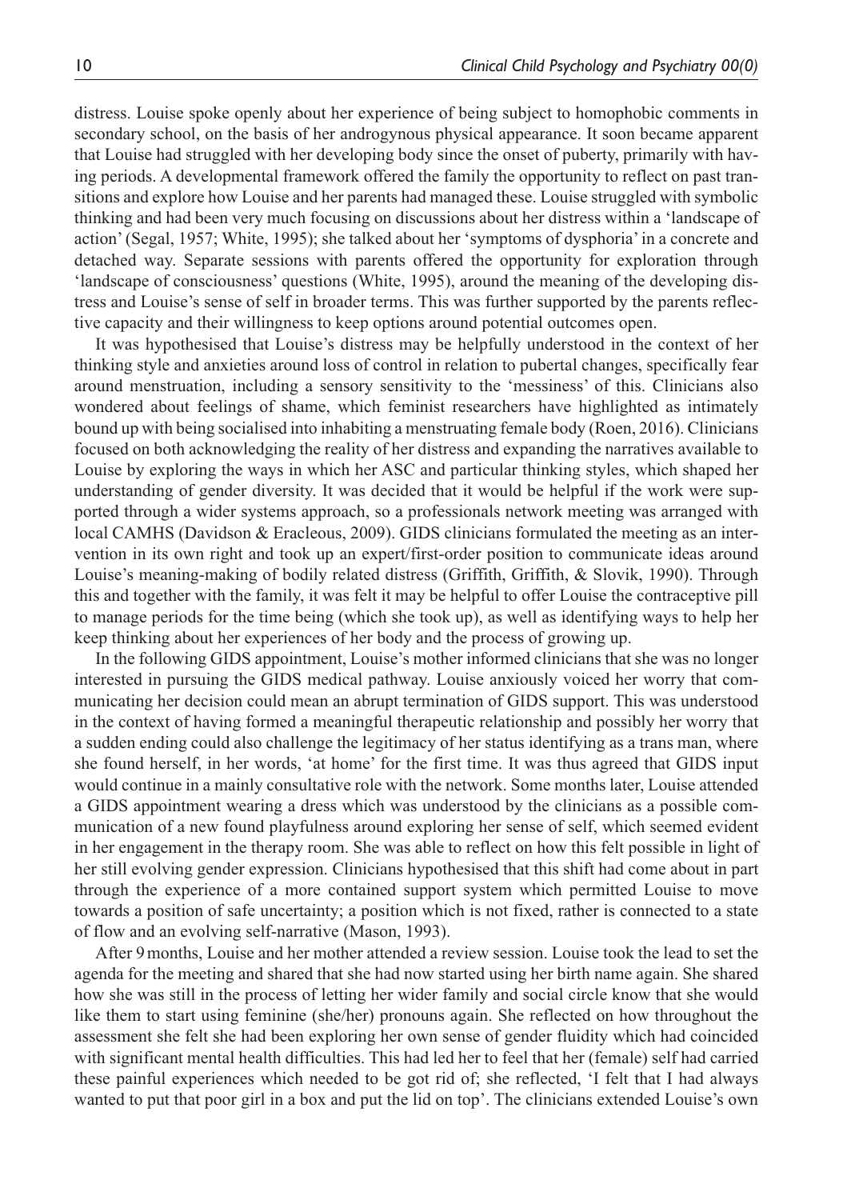distress. Louise spoke openly about her experience of being subject to homophobic comments in secondary school, on the basis of her androgynous physical appearance. It soon became apparent that Louise had struggled with her developing body since the onset of puberty, primarily with having periods. A developmental framework offered the family the opportunity to reflect on past transitions and explore how Louise and her parents had managed these. Louise struggled with symbolic thinking and had been very much focusing on discussions about her distress within a 'landscape of action' (Segal, 1957; White, 1995); she talked about her 'symptoms of dysphoria' in a concrete and detached way. Separate sessions with parents offered the opportunity for exploration through 'landscape of consciousness' questions (White, 1995), around the meaning of the developing distress and Louise's sense of self in broader terms. This was further supported by the parents reflective capacity and their willingness to keep options around potential outcomes open.

It was hypothesised that Louise's distress may be helpfully understood in the context of her thinking style and anxieties around loss of control in relation to pubertal changes, specifically fear around menstruation, including a sensory sensitivity to the 'messiness' of this. Clinicians also wondered about feelings of shame, which feminist researchers have highlighted as intimately bound up with being socialised into inhabiting a menstruating female body (Roen, 2016). Clinicians focused on both acknowledging the reality of her distress and expanding the narratives available to Louise by exploring the ways in which her ASC and particular thinking styles, which shaped her understanding of gender diversity. It was decided that it would be helpful if the work were supported through a wider systems approach, so a professionals network meeting was arranged with local CAMHS (Davidson & Eracleous, 2009). GIDS clinicians formulated the meeting as an intervention in its own right and took up an expert/first-order position to communicate ideas around Louise's meaning-making of bodily related distress (Griffith, Griffith, & Slovik, 1990). Through this and together with the family, it was felt it may be helpful to offer Louise the contraceptive pill to manage periods for the time being (which she took up), as well as identifying ways to help her keep thinking about her experiences of her body and the process of growing up.

In the following GIDS appointment, Louise's mother informed clinicians that she was no longer interested in pursuing the GIDS medical pathway. Louise anxiously voiced her worry that communicating her decision could mean an abrupt termination of GIDS support. This was understood in the context of having formed a meaningful therapeutic relationship and possibly her worry that a sudden ending could also challenge the legitimacy of her status identifying as a trans man, where she found herself, in her words, 'at home' for the first time. It was thus agreed that GIDS input would continue in a mainly consultative role with the network. Some months later, Louise attended a GIDS appointment wearing a dress which was understood by the clinicians as a possible communication of a new found playfulness around exploring her sense of self, which seemed evident in her engagement in the therapy room. She was able to reflect on how this felt possible in light of her still evolving gender expression. Clinicians hypothesised that this shift had come about in part through the experience of a more contained support system which permitted Louise to move towards a position of safe uncertainty; a position which is not fixed, rather is connected to a state of flow and an evolving self-narrative (Mason, 1993).

After 9 months, Louise and her mother attended a review session. Louise took the lead to set the agenda for the meeting and shared that she had now started using her birth name again. She shared how she was still in the process of letting her wider family and social circle know that she would like them to start using feminine (she/her) pronouns again. She reflected on how throughout the assessment she felt she had been exploring her own sense of gender fluidity which had coincided with significant mental health difficulties. This had led her to feel that her (female) self had carried these painful experiences which needed to be got rid of; she reflected, 'I felt that I had always wanted to put that poor girl in a box and put the lid on top'. The clinicians extended Louise's own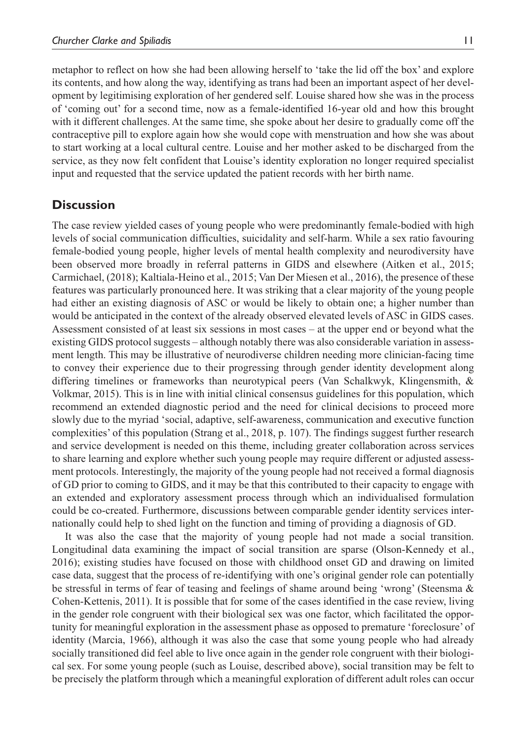metaphor to reflect on how she had been allowing herself to 'take the lid off the box' and explore its contents, and how along the way, identifying as trans had been an important aspect of her development by legitimising exploration of her gendered self. Louise shared how she was in the process of 'coming out' for a second time, now as a female-identified 16-year old and how this brought with it different challenges. At the same time, she spoke about her desire to gradually come off the contraceptive pill to explore again how she would cope with menstruation and how she was about to start working at a local cultural centre. Louise and her mother asked to be discharged from the service, as they now felt confident that Louise's identity exploration no longer required specialist input and requested that the service updated the patient records with her birth name.

## Discussion

The case review yielded cases of young people who were predominantly female-bodied with high levels of social communication difficulties, suicidality and self-harm. While a sex ratio favouring female-bodied young people, higher levels of mental health complexity and neurodiversity have been observed more broadly in referral patterns in GIDS and elsewhere (Aitken et al., 2015; Carmichael, (2018); Kaltiala-Heino et al., 2015; Van Der Miesen et al., 2016), the presence of these features was particularly pronounced here. It was striking that a clear majority of the young people had either an existing diagnosis of ASC or would be likely to obtain one; a higher number than would be anticipated in the context of the already observed elevated levels of ASC in GIDS cases. Assessment consisted of at least six sessions in most cases – at the upper end or beyond what the existing GIDS protocol suggests – although notably there was also considerable variation in assessment length. This may be illustrative of neurodiverse children needing more clinician-facing time to convey their experience due to their progressing through gender identity development along differing timelines or frameworks than neurotypical peers (Van Schalkwyk, Klingensmith, & Volkmar, 2015). This is in line with initial clinical consensus guidelines for this population, which recommend an extended diagnostic period and the need for clinical decisions to proceed more slowly due to the myriad 'social, adaptive, self-awareness, communication and executive function complexities' of this population (Strang et al., 2018, p. 107). The findings suggest further research and service development is needed on this theme, including greater collaboration across services to share learning and explore whether such young people may require different or adjusted assessment protocols. Interestingly, the majority of the young people had not received a formal diagnosis of GD prior to coming to GIDS, and it may be that this contributed to their capacity to engage with an extended and exploratory assessment process through which an individualised formulation could be co-created. Furthermore, discussions between comparable gender identity services internationally could help to shed light on the function and timing of providing a diagnosis of GD.

It was also the case that the majority of young people had not made a social transition. Longitudinal data examining the impact of social transition are sparse (Olson-Kennedy et al., 2016); existing studies have focused on those with childhood onset GD and drawing on limited case data, suggest that the process of re-identifying with one's original gender role can potentially be stressful in terms of fear of teasing and feelings of shame around being 'wrong' (Steensma & Cohen-Kettenis, 2011). It is possible that for some of the cases identified in the case review, living in the gender role congruent with their biological sex was one factor, which facilitated the opportunity for meaningful exploration in the assessment phase as opposed to premature 'foreclosure' of identity (Marcia, 1966), although it was also the case that some young people who had already socially transitioned did feel able to live once again in the gender role congruent with their biological sex. For some young people (such as Louise, described above), social transition may be felt to be precisely the platform through which a meaningful exploration of different adult roles can occur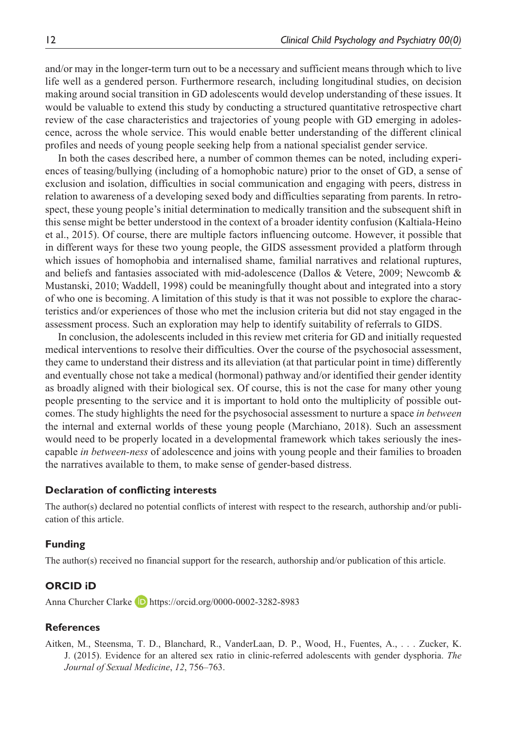and/or may in the longer-term turn out to be a necessary and sufficient means through which to live life well as a gendered person. Furthermore research, including longitudinal studies, on decision making around social transition in GD adolescents would develop understanding of these issues. It would be valuable to extend this study by conducting a structured quantitative retrospective chart review of the case characteristics and trajectories of young people with GD emerging in adolescence, across the whole service. This would enable better understanding of the different clinical profiles and needs of young people seeking help from a national specialist gender service.

In both the cases described here, a number of common themes can be noted, including experiences of teasing/bullying (including of a homophobic nature) prior to the onset of GD, a sense of exclusion and isolation, difficulties in social communication and engaging with peers, distress in relation to awareness of a developing sexed body and difficulties separating from parents. In retrospect, these young people's initial determination to medically transition and the subsequent shift in this sense might be better understood in the context of a broader identity confusion (Kaltiala-Heino et al., 2015). Of course, there are multiple factors influencing outcome. However, it possible that in different ways for these two young people, the GIDS assessment provided a platform through which issues of homophobia and internalised shame, familial narratives and relational ruptures, and beliefs and fantasies associated with mid-adolescence (Dallos & Vetere, 2009; Newcomb & Mustanski, 2010; Waddell, 1998) could be meaningfully thought about and integrated into a story of who one is becoming. A limitation of this study is that it was not possible to explore the characteristics and/or experiences of those who met the inclusion criteria but did not stay engaged in the assessment process. Such an exploration may help to identify suitability of referrals to GIDS.

In conclusion, the adolescents included in this review met criteria for GD and initially requested medical interventions to resolve their difficulties. Over the course of the psychosocial assessment, they came to understand their distress and its alleviation (at that particular point in time) differently and eventually chose not take a medical (hormonal) pathway and/or identified their gender identity as broadly aligned with their biological sex. Of course, this is not the case for many other young people presenting to the service and it is important to hold onto the multiplicity of possible outcomes. The study highlights the need for the psychosocial assessment to nurture a space *in between* the internal and external worlds of these young people (Marchiano, 2018). Such an assessment would need to be properly located in a developmental framework which takes seriously the inescapable *in between-ness* of adolescence and joins with young people and their families to broaden the narratives available to them, to make sense of gender-based distress.

## Declaration of conflicting interests

The author(s) declared no potential conflicts of interest with respect to the research, authorship and/or publication of this article.

## Funding

The author(s) received no financial support for the research, authorship and/or publication of this article.

## ORCID iD

Anna Churcher Clarke https://orcid.org/0000-0002-3282-8983

## References

Aitken, M., Steensma, T. D., Blanchard, R., VanderLaan, D. P., Wood, H., Fuentes, A., . . . Zucker, K. J. (2015). Evidence for an altered sex ratio in clinic-referred adolescents with gender dysphoria. *The Journal of Sexual Medicine*, *12*, 756–763.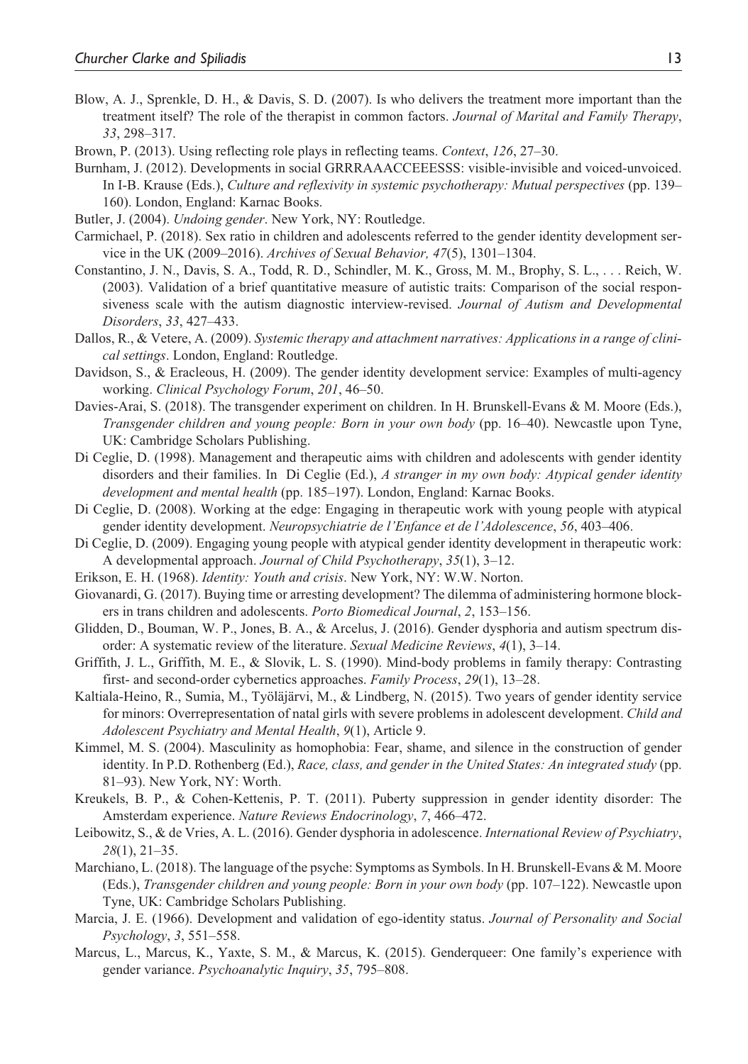Blow, A. J., Sprenkle, D. H., & Davis, S. D. (2007). Is who delivers the treatment more important than the treatment itself? The role of the therapist in common factors. *Journal of Marital and Family Therapy*, *33*, 298–317.

Brown, P. (2013). Using reflecting role plays in reflecting teams. *Context*, *126*, 27–30.

Burnham, J. (2012). Developments in social GRRRAAACCEEESSS: visible-invisible and voiced-unvoiced. In I-B. Krause (Eds.), *Culture and reflexivity in systemic psychotherapy: Mutual perspectives* (pp. 139–160). London, England: Karnac Books.

Butler, J. (2004). *Undoing gender*. New York, NY: Routledge.

Carmichael, P. (2018). Sex ratio in children and adolescents referred to the gender identity development service in the UK (2009–2016). *Archives of Sexual Behavior, 47*(5), 1301–1304.

Constantino, J. N., Davis, S. A., Todd, R. D., Schindler, M. K., Gross, M. M., Brophy, S. L., . . . Reich, W. (2003). Validation of a brief quantitative measure of autistic traits: Comparison of the social responsiveness scale with the autism diagnostic interview-revised. *Journal of Autism and Developmental Disorders*, *33*, 427–433.

Dallos, R., & Vetere, A. (2009). *Systemic therapy and attachment narratives: Applications in a range of clinical settings*. London, England: Routledge.

Davidson, S., & Eracleous, H. (2009). The gender identity development service: Examples of multi-agency working. *Clinical Psychology Forum*, *201*, 46–50.

Davies-Arai, S. (2018). The transgender experiment on children. In H. Brunskell-Evans & M. Moore (Eds.), *Transgender children and young people: Born in your own body* (pp. 16–40). Newcastle upon Tyne, UK: Cambridge Scholars Publishing.

Di Ceglie, D. (1998). Management and therapeutic aims with children and adolescents with gender identity disorders and their families. In Di Ceglie (Ed.), *A stranger in my own body: Atypical gender identity development and mental health* (pp. 185–197). London, England: Karnac Books.

Di Ceglie, D. (2008). Working at the edge: Engaging in therapeutic work with young people with atypical gender identity development. *Neuropsychiatrie de l'Enfance et de l'Adolescence*, *56*, 403–406.

Di Ceglie, D. (2009). Engaging young people with atypical gender identity development in therapeutic work: A developmental approach. *Journal of Child Psychotherapy*, *35*(1), 3–12.

Erikson, E. H. (1968). *Identity: Youth and crisis*. New York, NY: W.W. Norton.

Giovanardi, G. (2017). Buying time or arresting development? The dilemma of administering hormone blockers in trans children and adolescents. *Porto Biomedical Journal*, *2*, 153–156.

Glidden, D., Bouman, W. P., Jones, B. A., & Arcelus, J. (2016). Gender dysphoria and autism spectrum disorder: A systematic review of the literature. *Sexual Medicine Reviews*, *4*(1), 3–14.

Griffith, J. L., Griffith, M. E., & Slovik, L. S. (1990). Mind-body problems in family therapy: Contrasting first- and second-order cybernetics approaches. *Family Process*, *29*(1), 13–28.

Kaltiala-Heino, R., Sumia, M., Työläjärvi, M., & Lindberg, N. (2015). Two years of gender identity service for minors: Overrepresentation of natal girls with severe problems in adolescent development. *Child and Adolescent Psychiatry and Mental Health*, *9*(1), Article 9.

Kimmel, M. S. (2004). Masculinity as homophobia: Fear, shame, and silence in the construction of gender identity. In P.D. Rothenberg (Ed.), *Race, class, and gender in the United States: An integrated study* (pp. 81–93). New York, NY: Worth.

Kreukels, B. P., & Cohen-Kettenis, P. T. (2011). Puberty suppression in gender identity disorder: The Amsterdam experience. *Nature Reviews Endocrinology*, *7*, 466–472.

Leibowitz, S., & de Vries, A. L. (2016). Gender dysphoria in adolescence. *International Review of Psychiatry*, *28*(1), 21–35.

Marchiano, L. (2018). The language of the psyche: Symptoms as Symbols. In H. Brunskell-Evans & M. Moore (Eds.), *Transgender children and young people: Born in your own body* (pp. 107–122). Newcastle upon Tyne, UK: Cambridge Scholars Publishing.

Marcia, J. E. (1966). Development and validation of ego-identity status. *Journal of Personality and Social Psychology*, *3*, 551–558.

Marcus, L., Marcus, K., Yaxte, S. M., & Marcus, K. (2015). Genderqueer: One family's experience with gender variance. *Psychoanalytic Inquiry*, *35*, 795–808.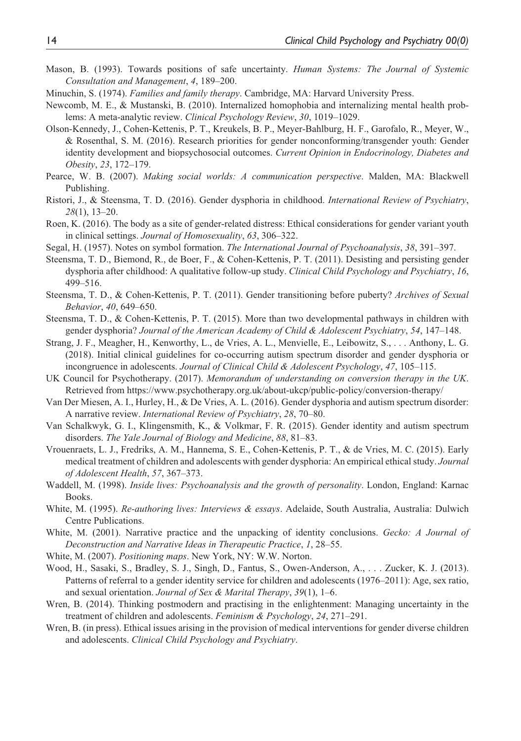Mason, B. (1993). Towards positions of safe uncertainty. *Human Systems: The Journal of Systemic Consultation and Management*, *4*, 189–200.

Minuchin, S. (1974). *Families and family therapy*. Cambridge, MA: Harvard University Press.

Newcomb, M. E., & Mustanski, B. (2010). Internalized homophobia and internalizing mental health problems: A meta-analytic review. *Clinical Psychology Review*, *30*, 1019–1029.

Olson-Kennedy, J., Cohen-Kettenis, P. T., Kreukels, B. P., Meyer-Bahlburg, H. F., Garofalo, R., Meyer, W., & Rosenthal, S. M. (2016). Research priorities for gender nonconforming/transgender youth: Gender identity development and biopsychosocial outcomes. *Current Opinion in Endocrinology, Diabetes and Obesity*, *23*, 172–179.

Pearce, W. B. (2007). *Making social worlds: A communication perspective*. Malden, MA: Blackwell Publishing.

Ristori, J., & Steensma, T. D. (2016). Gender dysphoria in childhood. *International Review of Psychiatry*, *28*(1), 13–20.

Roen, K. (2016). The body as a site of gender-related distress: Ethical considerations for gender variant youth in clinical settings. *Journal of Homosexuality*, *63*, 306–322.

Segal, H. (1957). Notes on symbol formation. *The International Journal of Psychoanalysis*, *38*, 391–397.

Steensma, T. D., Biemond, R., de Boer, F., & Cohen-Kettenis, P. T. (2011). Desisting and persisting gender dysphoria after childhood: A qualitative follow-up study. *Clinical Child Psychology and Psychiatry*, *16*, 499–516.

Steensma, T. D., & Cohen-Kettenis, P. T. (2011). Gender transitioning before puberty? *Archives of Sexual Behavior*, *40*, 649–650.

Steensma, T. D., & Cohen-Kettenis, P. T. (2015). More than two developmental pathways in children with gender dysphoria? *Journal of the American Academy of Child & Adolescent Psychiatry*, *54*, 147–148.

Strang, J. F., Meagher, H., Kenworthy, L., de Vries, A. L., Menvielle, E., Leibowitz, S., . . . Anthony, L. G. (2018). Initial clinical guidelines for co-occurring autism spectrum disorder and gender dysphoria or incongruence in adolescents. *Journal of Clinical Child & Adolescent Psychology*, *47*, 105–115.

UK Council for Psychotherapy. (2017). *Memorandum of understanding on conversion therapy in the UK*. Retrieved from https://www.psychotherapy.org.uk/about-ukcp/public-policy/conversion-therapy/

Van Der Miesen, A. I., Hurley, H., & De Vries, A. L. (2016). Gender dysphoria and autism spectrum disorder: A narrative review. *International Review of Psychiatry*, *28*, 70–80.

Van Schalkwyk, G. I., Klingensmith, K., & Volkmar, F. R. (2015). Gender identity and autism spectrum disorders. *The Yale Journal of Biology and Medicine*, *88*, 81–83.

Vrouenraets, L. J., Fredriks, A. M., Hannema, S. E., Cohen-Kettenis, P. T., & de Vries, M. C. (2015). Early medical treatment of children and adolescents with gender dysphoria: An empirical ethical study. *Journal of Adolescent Health*, *57*, 367–373.

Waddell, M. (1998). *Inside lives: Psychoanalysis and the growth of personality*. London, England: Karnac Books.

White, M. (1995). *Re-authoring lives: Interviews & essays*. Adelaide, South Australia, Australia: Dulwich Centre Publications.

White, M. (2001). Narrative practice and the unpacking of identity conclusions. *Gecko: A Journal of Deconstruction and Narrative Ideas in Therapeutic Practice*, *1*, 28–55.

White, M. (2007). *Positioning maps*. New York, NY: W.W. Norton.

Wood, H., Sasaki, S., Bradley, S. J., Singh, D., Fantus, S., Owen-Anderson, A., . . . Zucker, K. J. (2013). Patterns of referral to a gender identity service for children and adolescents (1976–2011): Age, sex ratio, and sexual orientation. *Journal of Sex & Marital Therapy*, *39*(1), 1–6.

Wren, B. (2014). Thinking postmodern and practising in the enlightenment: Managing uncertainty in the treatment of children and adolescents. *Feminism & Psychology*, *24*, 271–291.

Wren, B. (in press). Ethical issues arising in the provision of medical interventions for gender diverse children and adolescents. *Clinical Child Psychology and Psychiatry*.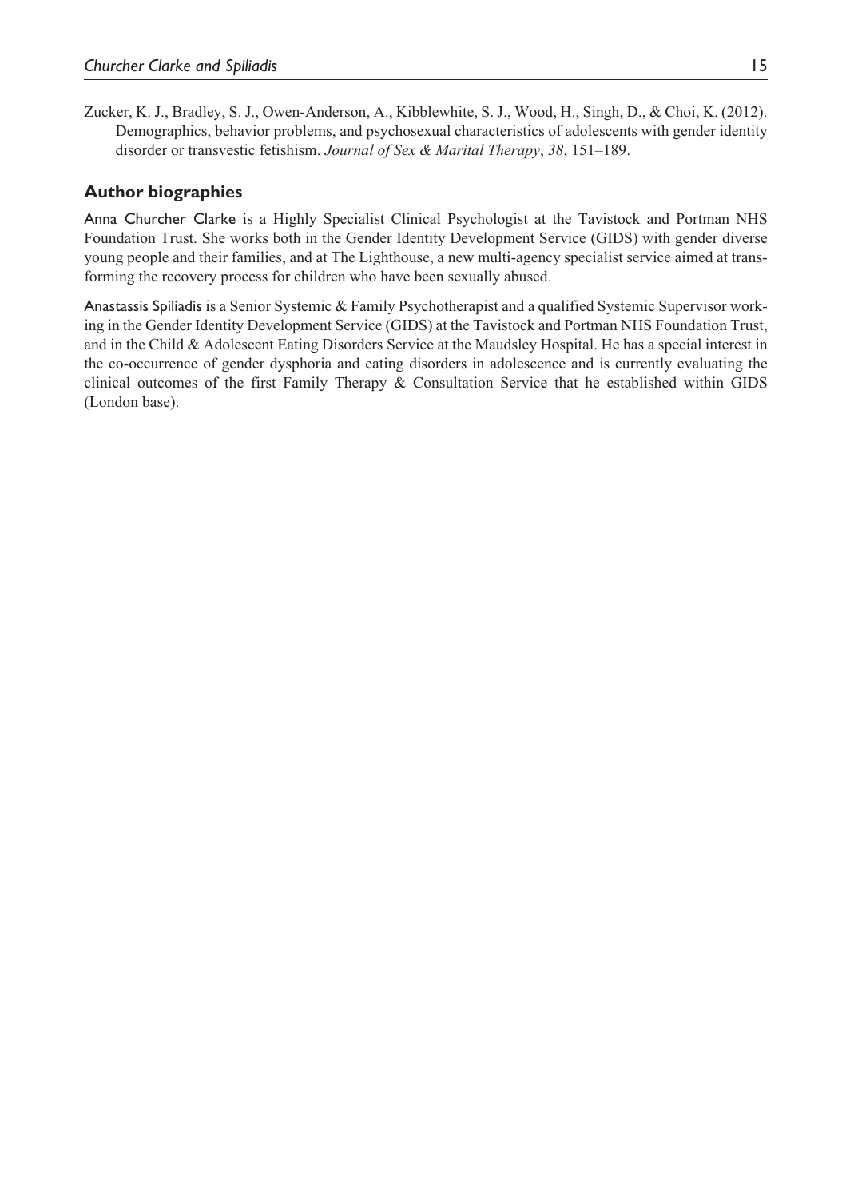Zucker, K. J., Bradley, S. J., Owen-Anderson, A., Kibblewhite, S. J., Wood, H., Singh, D., & Choi, K. (2012). Demographics, behavior problems, and psychosexual characteristics of adolescents with gender identity disorder or transvestic fetishism. *Journal of Sex & Marital Therapy*, *38*, 151–189.

## Author biographies

Anna Churcher Clarke is a Highly Specialist Clinical Psychologist at the Tavistock and Portman NHS Foundation Trust. She works both in the Gender Identity Development Service (GIDS) with gender diverse young people and their families, and at The Lighthouse, a new multi-agency specialist service aimed at transforming the recovery process for children who have been sexually abused.

Anastassis Spiliadis is a Senior Systemic & Family Psychotherapist and a qualified Systemic Supervisor working in the Gender Identity Development Service (GIDS) at the Tavistock and Portman NHS Foundation Trust, and in the Child & Adolescent Eating Disorders Service at the Maudsley Hospital. He has a special interest in the co-occurrence of gender dysphoria and eating disorders in adolescence and is currently evaluating the clinical outcomes of the first Family Therapy & Consultation Service that he established within GIDS (London base).